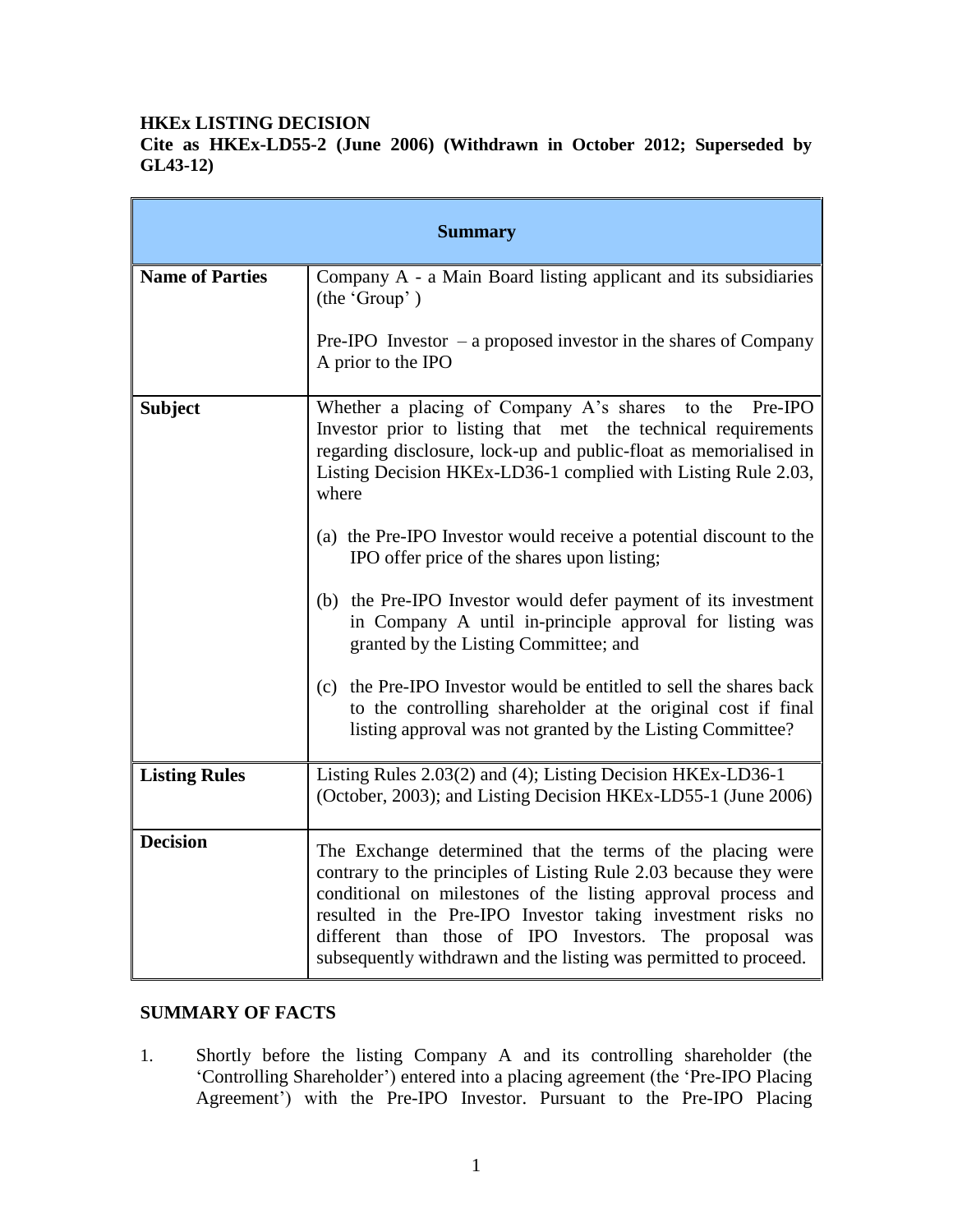**HKEx LISTING DECISION**

**Cite as HKEx-LD55-2 (June 2006) (Withdrawn in October 2012; Superseded by GL43-12)**

| **Summary** | |
|---|---|
| **Name of Parties** | Company A - a Main Board listing applicant and its subsidiaries (the 'Group')<br><br>Pre-IPO Investor – a proposed investor in the shares of Company A prior to the IPO |
| **Subject** | Whether a placing of Company A's shares to the Pre-IPO Investor prior to listing that met the technical requirements regarding disclosure, lock-up and public-float as memorialised in Listing Decision HKEx-LD36-1 complied with Listing Rule 2.03, where<br><br>(a) the Pre-IPO Investor would receive a potential discount to the IPO offer price of the shares upon listing;<br><br>(b) the Pre-IPO Investor would defer payment of its investment in Company A until in-principle approval for listing was granted by the Listing Committee; and<br><br>(c) the Pre-IPO Investor would be entitled to sell the shares back to the controlling shareholder at the original cost if final listing approval was not granted by the Listing Committee? |
| **Listing Rules** | Listing Rules 2.03(2) and (4); Listing Decision HKEx-LD36-1 (October, 2003); and Listing Decision HKEx-LD55-1 (June 2006) |
| **Decision** | The Exchange determined that the terms of the placing were contrary to the principles of Listing Rule 2.03 because they were conditional on milestones of the listing approval process and resulted in the Pre-IPO Investor taking investment risks no different than those of IPO Investors. The proposal was subsequently withdrawn and the listing was permitted to proceed. |

**SUMMARY OF FACTS**

1. Shortly before the listing Company A and its controlling shareholder (the 'Controlling Shareholder') entered into a placing agreement (the 'Pre-IPO Placing Agreement') with the Pre-IPO Investor. Pursuant to the Pre-IPO Placing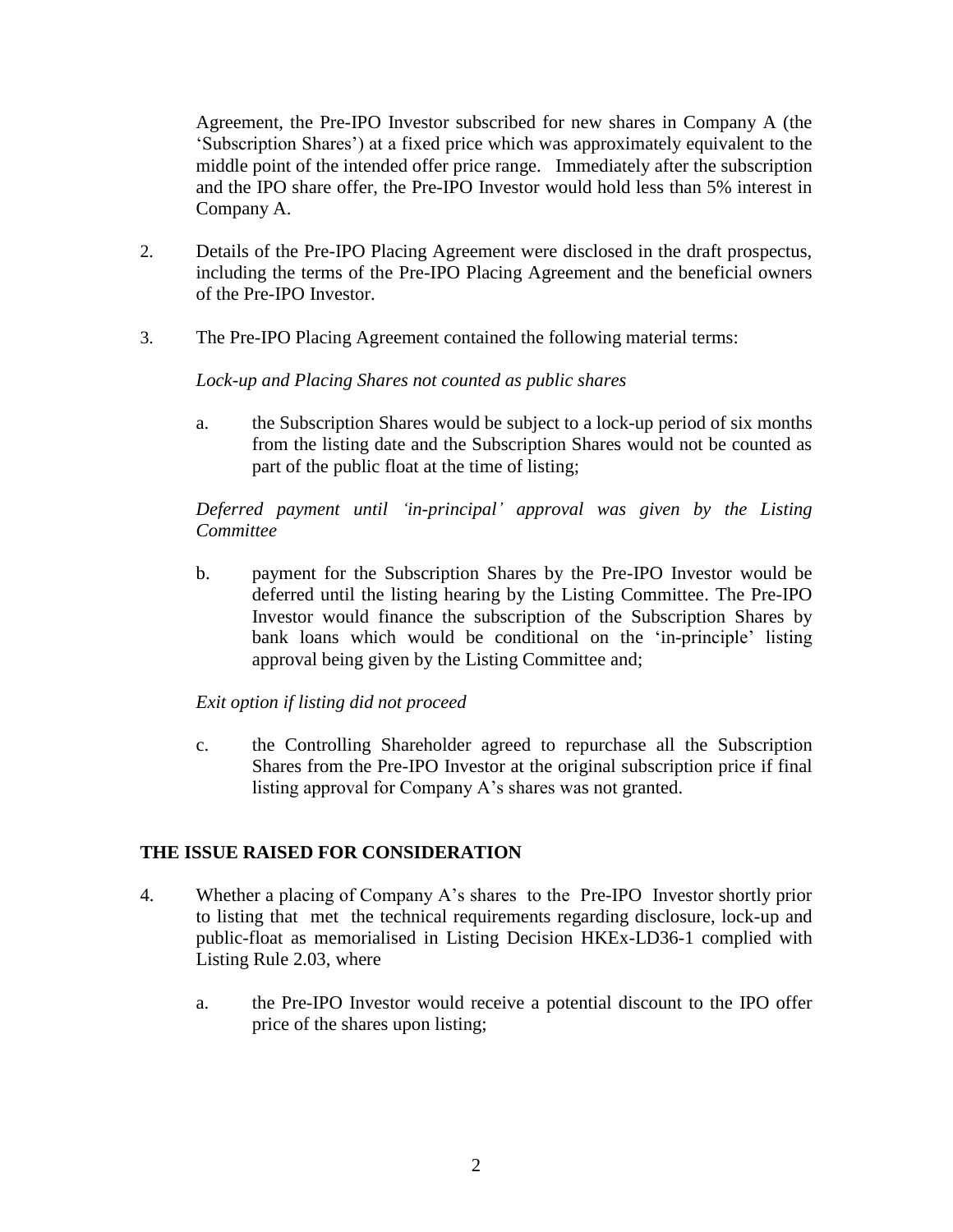Agreement, the Pre-IPO Investor subscribed for new shares in Company A (the 'Subscription Shares') at a fixed price which was approximately equivalent to the middle point of the intended offer price range. Immediately after the subscription and the IPO share offer, the Pre-IPO Investor would hold less than 5% interest in Company A.

2. Details of the Pre-IPO Placing Agreement were disclosed in the draft prospectus, including the terms of the Pre-IPO Placing Agreement and the beneficial owners of the Pre-IPO Investor.

3. The Pre-IPO Placing Agreement contained the following material terms:

   *Lock-up and Placing Shares not counted as public shares*

   a. the Subscription Shares would be subject to a lock-up period of six months from the listing date and the Subscription Shares would not be counted as part of the public float at the time of listing;

   *Deferred payment until 'in-principal' approval was given by the Listing Committee*

   b. payment for the Subscription Shares by the Pre-IPO Investor would be deferred until the listing hearing by the Listing Committee. The Pre-IPO Investor would finance the subscription of the Subscription Shares by bank loans which would be conditional on the 'in-principle' listing approval being given by the Listing Committee and;

   *Exit option if listing did not proceed*

   c. the Controlling Shareholder agreed to repurchase all the Subscription Shares from the Pre-IPO Investor at the original subscription price if final listing approval for Company A's shares was not granted.

## THE ISSUE RAISED FOR CONSIDERATION

4. Whether a placing of Company A's shares to the Pre-IPO Investor shortly prior to listing that met the technical requirements regarding disclosure, lock-up and public-float as memorialised in Listing Decision HKEx-LD36-1 complied with Listing Rule 2.03, where

   a. the Pre-IPO Investor would receive a potential discount to the IPO offer price of the shares upon listing;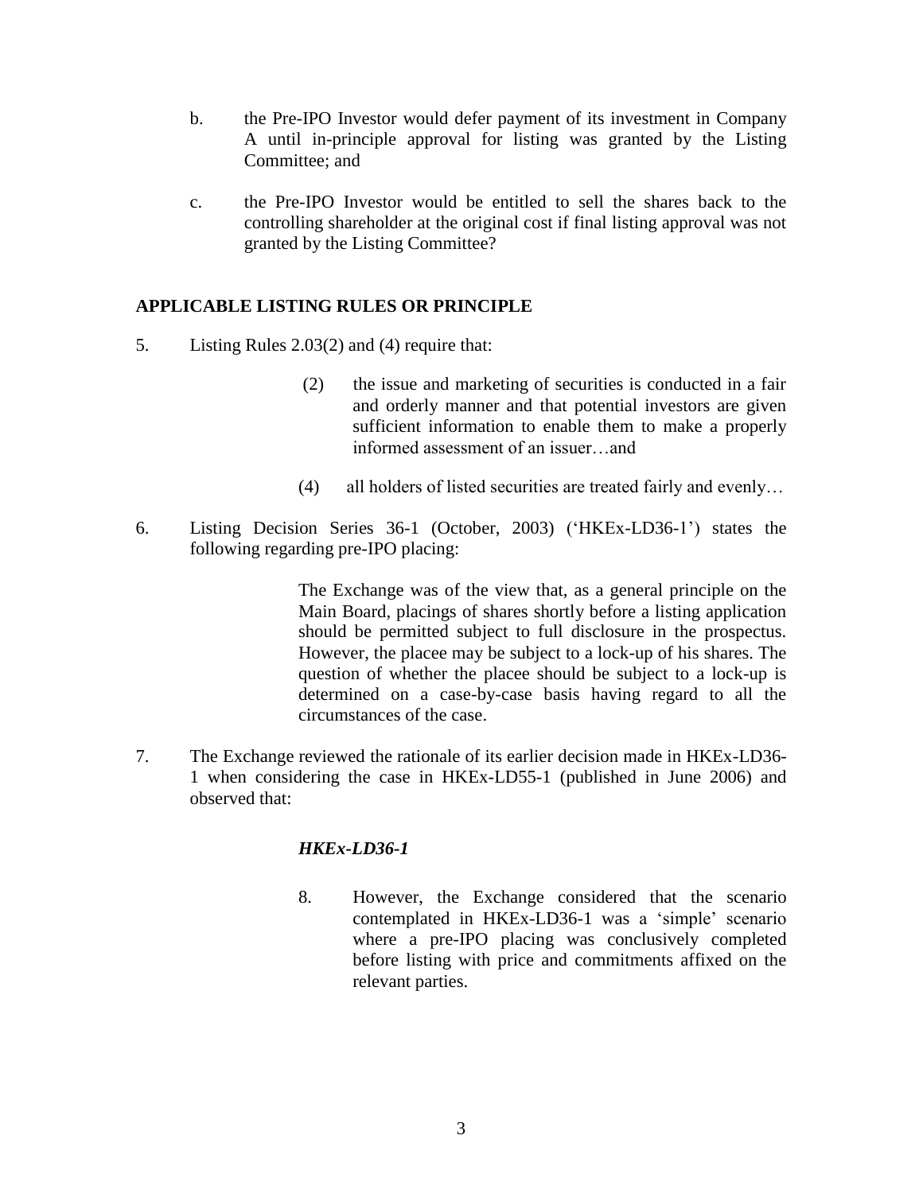b. the Pre-IPO Investor would defer payment of its investment in Company A until in-principle approval for listing was granted by the Listing Committee; and

c. the Pre-IPO Investor would be entitled to sell the shares back to the controlling shareholder at the original cost if final listing approval was not granted by the Listing Committee?

## APPLICABLE LISTING RULES OR PRINCIPLE

5. Listing Rules 2.03(2) and (4) require that:

   > (2) the issue and marketing of securities is conducted in a fair and orderly manner and that potential investors are given sufficient information to enable them to make a properly informed assessment of an issuer…and
   >
   > (4) all holders of listed securities are treated fairly and evenly…

6. Listing Decision Series 36-1 (October, 2003) ('HKEx-LD36-1') states the following regarding pre-IPO placing:

   > The Exchange was of the view that, as a general principle on the Main Board, placings of shares shortly before a listing application should be permitted subject to full disclosure in the prospectus. However, the placee may be subject to a lock-up of his shares. The question of whether the placee should be subject to a lock-up is determined on a case-by-case basis having regard to all the circumstances of the case.

7. The Exchange reviewed the rationale of its earlier decision made in HKEx-LD36-1 when considering the case in HKEx-LD55-1 (published in June 2006) and observed that:

   > ***HKEx-LD36-1***
   >
   > 8. However, the Exchange considered that the scenario contemplated in HKEx-LD36-1 was a 'simple' scenario where a pre-IPO placing was conclusively completed before listing with price and commitments affixed on the relevant parties.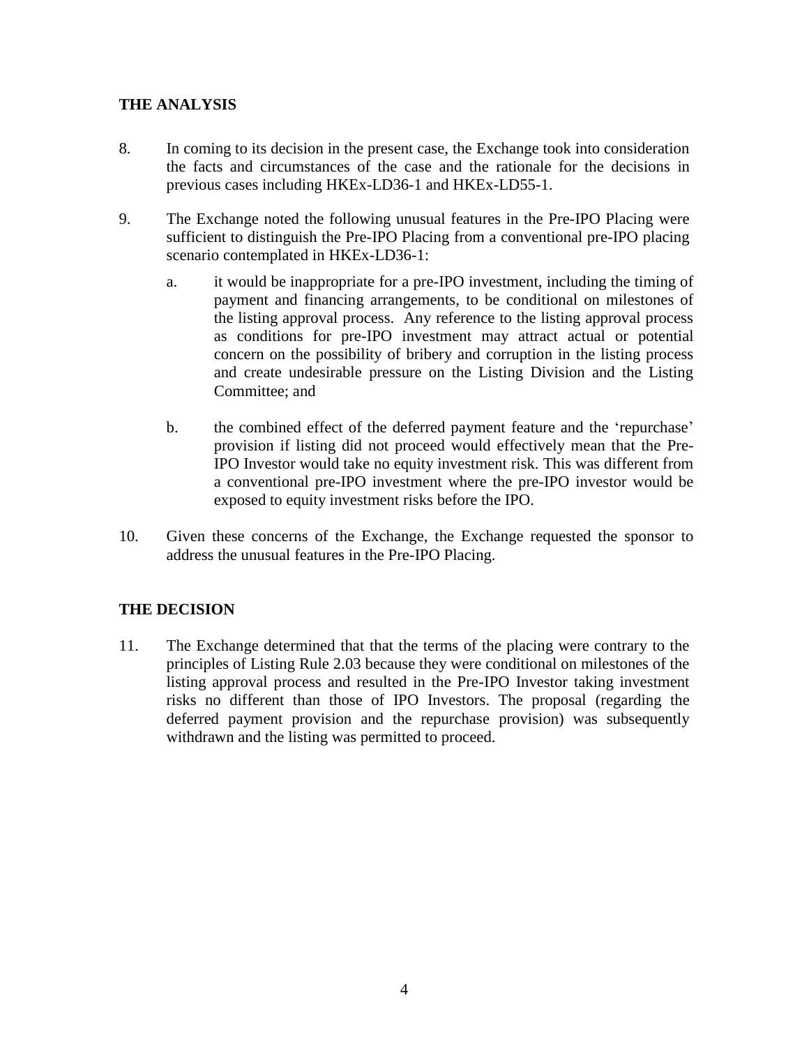## THE ANALYSIS

8. In coming to its decision in the present case, the Exchange took into consideration the facts and circumstances of the case and the rationale for the decisions in previous cases including HKEx-LD36-1 and HKEx-LD55-1.

9. The Exchange noted the following unusual features in the Pre-IPO Placing were sufficient to distinguish the Pre-IPO Placing from a conventional pre-IPO placing scenario contemplated in HKEx-LD36-1:

   a. it would be inappropriate for a pre-IPO investment, including the timing of payment and financing arrangements, to be conditional on milestones of the listing approval process. Any reference to the listing approval process as conditions for pre-IPO investment may attract actual or potential concern on the possibility of bribery and corruption in the listing process and create undesirable pressure on the Listing Division and the Listing Committee; and

   b. the combined effect of the deferred payment feature and the 'repurchase' provision if listing did not proceed would effectively mean that the Pre-IPO Investor would take no equity investment risk. This was different from a conventional pre-IPO investment where the pre-IPO investor would be exposed to equity investment risks before the IPO.

10. Given these concerns of the Exchange, the Exchange requested the sponsor to address the unusual features in the Pre-IPO Placing.

## THE DECISION

11. The Exchange determined that that the terms of the placing were contrary to the principles of Listing Rule 2.03 because they were conditional on milestones of the listing approval process and resulted in the Pre-IPO Investor taking investment risks no different than those of IPO Investors. The proposal (regarding the deferred payment provision and the repurchase provision) was subsequently withdrawn and the listing was permitted to proceed.